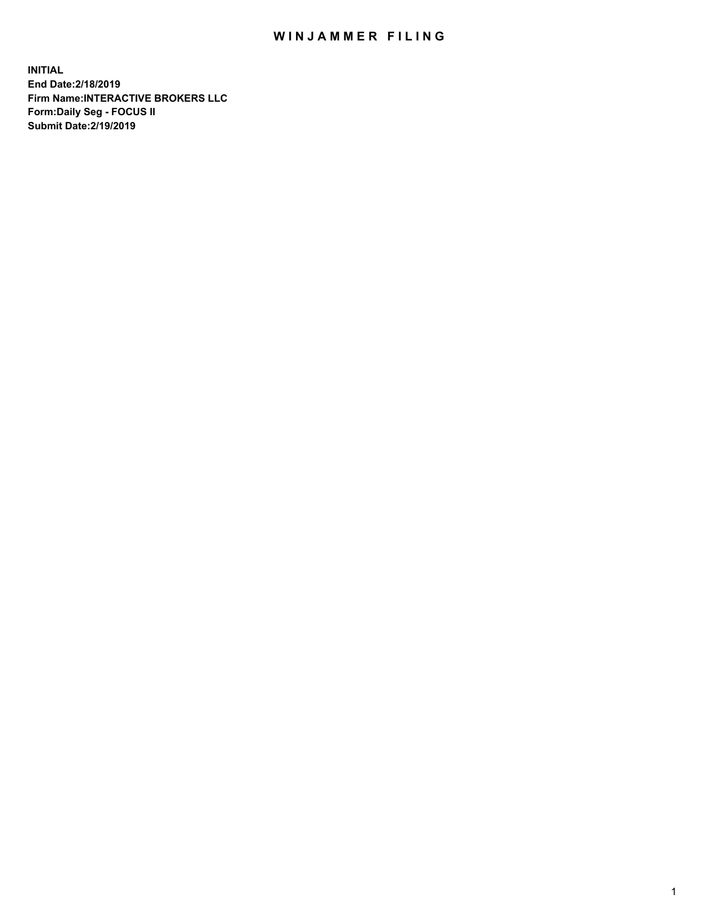# WINJAMMER FILING

**INITIAL**
**End Date:2/18/2019**
**Firm Name:INTERACTIVE BROKERS LLC**
**Form:Daily Seg - FOCUS II**
**Submit Date:2/19/2019**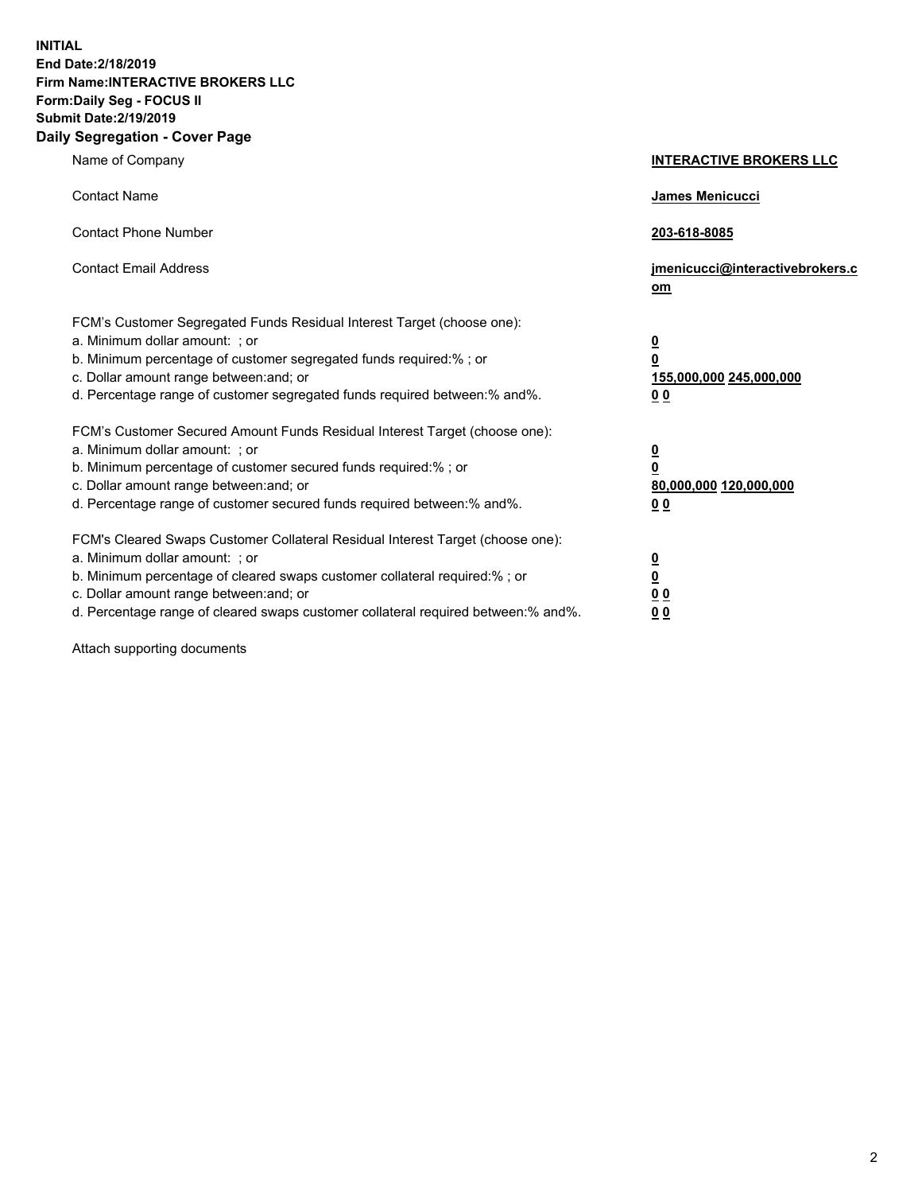**INITIAL**
**End Date:2/18/2019**
**Firm Name:INTERACTIVE BROKERS LLC**
**Form:Daily Seg - FOCUS II**
**Submit Date:2/19/2019**
**Daily Segregation - Cover Page**

| | |
|---|---|
| Name of Company | **INTERACTIVE BROKERS LLC** |
| Contact Name | **James Menicucci** |
| Contact Phone Number | **203-618-8085** |
| Contact Email Address | **jmenicucci@interactivebrokers.com** |
| FCM's Customer Segregated Funds Residual Interest Target (choose one): | |
| a. Minimum dollar amount: ; or | **0** |
| b. Minimum percentage of customer segregated funds required:% ; or | **0** |
| c. Dollar amount range between:and; or | **155,000,000 245,000,000** |
| d. Percentage range of customer segregated funds required between:% and%. | **0 0** |
| FCM's Customer Secured Amount Funds Residual Interest Target (choose one): | |
| a. Minimum dollar amount: ; or | **0** |
| b. Minimum percentage of customer secured funds required:% ; or | **0** |
| c. Dollar amount range between:and; or | **80,000,000 120,000,000** |
| d. Percentage range of customer secured funds required between:% and%. | **0 0** |
| FCM's Cleared Swaps Customer Collateral Residual Interest Target (choose one): | |
| a. Minimum dollar amount: ; or | **0** |
| b. Minimum percentage of cleared swaps customer collateral required:% ; or | **0** |
| c. Dollar amount range between:and; or | **0 0** |
| d. Percentage range of cleared swaps customer collateral required between:% and%. | **0 0** |

Attach supporting documents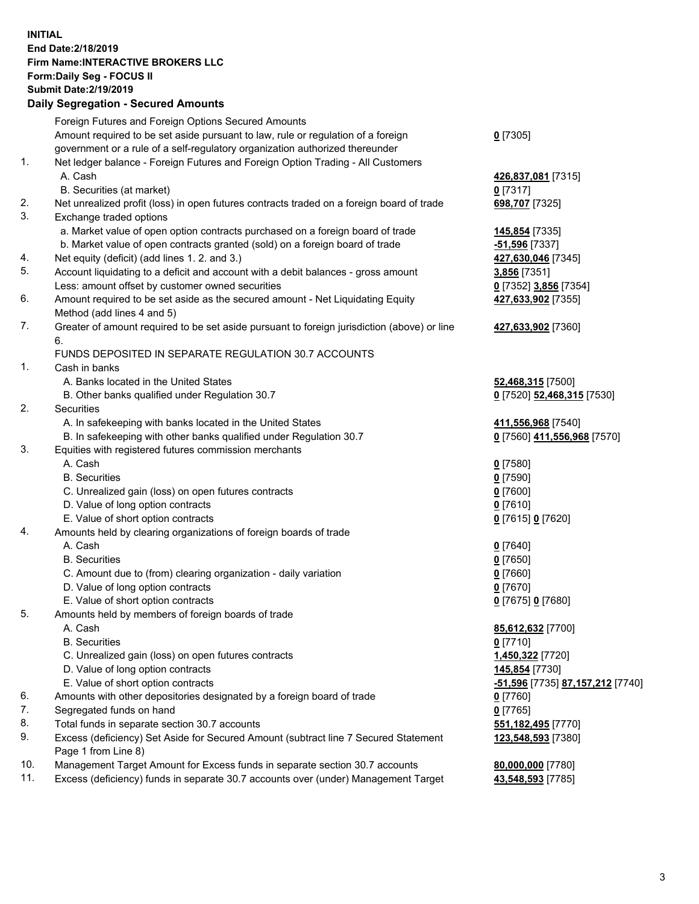**INITIAL**
**End Date:2/18/2019**
**Firm Name:INTERACTIVE BROKERS LLC**
**Form:Daily Seg - FOCUS II**
**Submit Date:2/19/2019**

## Daily Segregation - Secured Amounts

| | | |
|---|---|---|
| | Foreign Futures and Foreign Options Secured Amounts | |
| | Amount required to be set aside pursuant to law, rule or regulation of a foreign government or a rule of a self-regulatory organization authorized thereunder | **0** [7305] |
| 1. | Net ledger balance - Foreign Futures and Foreign Option Trading - All Customers | |
| | A. Cash | **426,837,081** [7315] |
| | B. Securities (at market) | **0** [7317] |
| 2. | Net unrealized profit (loss) in open futures contracts traded on a foreign board of trade | **698,707** [7325] |
| 3. | Exchange traded options | |
| | a. Market value of open option contracts purchased on a foreign board of trade | **145,854** [7335] |
| | b. Market value of open contracts granted (sold) on a foreign board of trade | **-51,596** [7337] |
| 4. | Net equity (deficit) (add lines 1. 2. and 3.) | **427,630,046** [7345] |
| 5. | Account liquidating to a deficit and account with a debit balances - gross amount | **3,856** [7351] |
| | Less: amount offset by customer owned securities | **0** [7352] **3,856** [7354] |
| 6. | Amount required to be set aside as the secured amount - Net Liquidating Equity Method (add lines 4 and 5) | **427,633,902** [7355] |
| 7. | Greater of amount required to be set aside pursuant to foreign jurisdiction (above) or line 6. | **427,633,902** [7360] |
| | FUNDS DEPOSITED IN SEPARATE REGULATION 30.7 ACCOUNTS | |
| 1. | Cash in banks | |
| | A. Banks located in the United States | **52,468,315** [7500] |
| | B. Other banks qualified under Regulation 30.7 | **0** [7520] **52,468,315** [7530] |
| 2. | Securities | |
| | A. In safekeeping with banks located in the United States | **411,556,968** [7540] |
| | B. In safekeeping with other banks qualified under Regulation 30.7 | **0** [7560] **411,556,968** [7570] |
| 3. | Equities with registered futures commission merchants | |
| | A. Cash | **0** [7580] |
| | B. Securities | **0** [7590] |
| | C. Unrealized gain (loss) on open futures contracts | **0** [7600] |
| | D. Value of long option contracts | **0** [7610] |
| | E. Value of short option contracts | **0** [7615] **0** [7620] |
| 4. | Amounts held by clearing organizations of foreign boards of trade | |
| | A. Cash | **0** [7640] |
| | B. Securities | **0** [7650] |
| | C. Amount due to (from) clearing organization - daily variation | **0** [7660] |
| | D. Value of long option contracts | **0** [7670] |
| | E. Value of short option contracts | **0** [7675] **0** [7680] |
| 5. | Amounts held by members of foreign boards of trade | |
| | A. Cash | **85,612,632** [7700] |
| | B. Securities | **0** [7710] |
| | C. Unrealized gain (loss) on open futures contracts | **1,450,322** [7720] |
| | D. Value of long option contracts | **145,854** [7730] |
| | E. Value of short option contracts | **-51,596** [7735] **87,157,212** [7740] |
| 6. | Amounts with other depositories designated by a foreign board of trade | **0** [7760] |
| 7. | Segregated funds on hand | **0** [7765] |
| 8. | Total funds in separate section 30.7 accounts | **551,182,495** [7770] |
| 9. | Excess (deficiency) Set Aside for Secured Amount (subtract line 7 Secured Statement Page 1 from Line 8) | **123,548,593** [7380] |
| 10. | Management Target Amount for Excess funds in separate section 30.7 accounts | **80,000,000** [7780] |
| 11. | Excess (deficiency) funds in separate 30.7 accounts over (under) Management Target | **43,548,593** [7785] |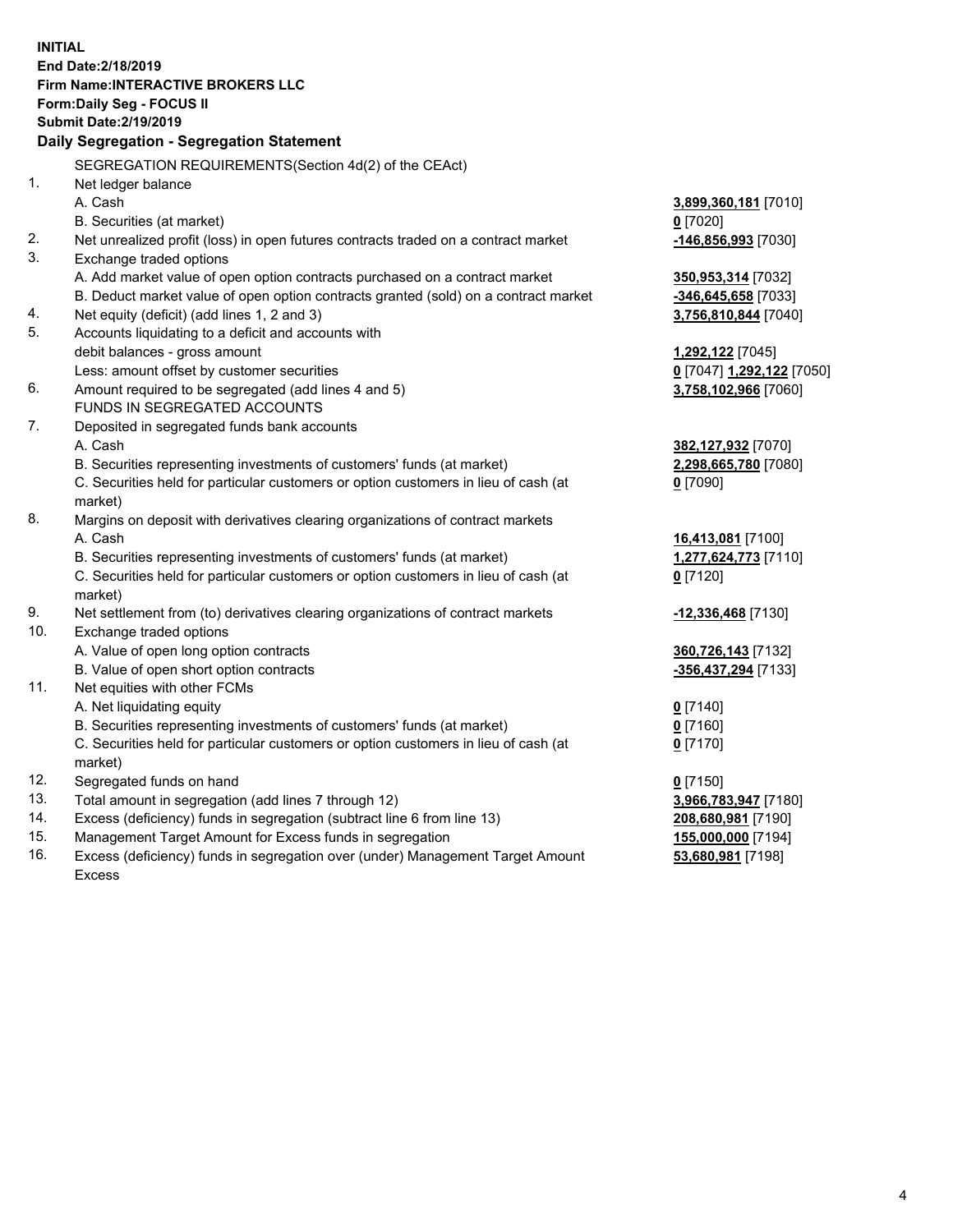**INITIAL**
**End Date:2/18/2019**
**Firm Name:INTERACTIVE BROKERS LLC**
**Form:Daily Seg - FOCUS II**
**Submit Date:2/19/2019**
**Daily Segregation - Segregation Statement**

SEGREGATION REQUIREMENTS(Section 4d(2) of the CEAct)

| | | |
|---|---|---|
| 1. | Net ledger balance | |
| | A. Cash | **3,899,360,181** [7010] |
| | B. Securities (at market) | **0** [7020] |
| 2. | Net unrealized profit (loss) in open futures contracts traded on a contract market | **-146,856,993** [7030] |
| 3. | Exchange traded options | |
| | A. Add market value of open option contracts purchased on a contract market | **350,953,314** [7032] |
| | B. Deduct market value of open option contracts granted (sold) on a contract market | **-346,645,658** [7033] |
| 4. | Net equity (deficit) (add lines 1, 2 and 3) | **3,756,810,844** [7040] |
| 5. | Accounts liquidating to a deficit and accounts with debit balances - gross amount | **1,292,122** [7045] |
| | Less: amount offset by customer securities | **0** [7047] **1,292,122** [7050] |
| 6. | Amount required to be segregated (add lines 4 and 5) | **3,758,102,966** [7060] |
| | FUNDS IN SEGREGATED ACCOUNTS | |
| 7. | Deposited in segregated funds bank accounts | |
| | A. Cash | **382,127,932** [7070] |
| | B. Securities representing investments of customers' funds (at market) | **2,298,665,780** [7080] |
| | C. Securities held for particular customers or option customers in lieu of cash (at market) | **0** [7090] |
| 8. | Margins on deposit with derivatives clearing organizations of contract markets | |
| | A. Cash | **16,413,081** [7100] |
| | B. Securities representing investments of customers' funds (at market) | **1,277,624,773** [7110] |
| | C. Securities held for particular customers or option customers in lieu of cash (at market) | **0** [7120] |
| 9. | Net settlement from (to) derivatives clearing organizations of contract markets | **-12,336,468** [7130] |
| 10. | Exchange traded options | |
| | A. Value of open long option contracts | **360,726,143** [7132] |
| | B. Value of open short option contracts | **-356,437,294** [7133] |
| 11. | Net equities with other FCMs | |
| | A. Net liquidating equity | **0** [7140] |
| | B. Securities representing investments of customers' funds (at market) | **0** [7160] |
| | C. Securities held for particular customers or option customers in lieu of cash (at market) | **0** [7170] |
| 12. | Segregated funds on hand | **0** [7150] |
| 13. | Total amount in segregation (add lines 7 through 12) | **3,966,783,947** [7180] |
| 14. | Excess (deficiency) funds in segregation (subtract line 6 from line 13) | **208,680,981** [7190] |
| 15. | Management Target Amount for Excess funds in segregation | **155,000,000** [7194] |
| 16. | Excess (deficiency) funds in segregation over (under) Management Target Amount Excess | **53,680,981** [7198] |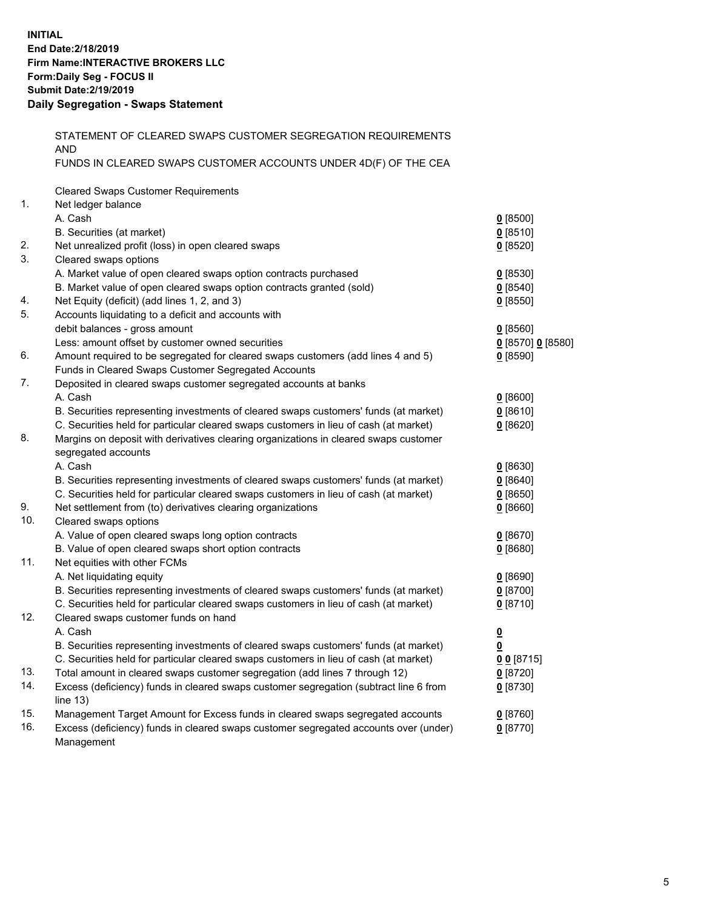**INITIAL**
**End Date:2/18/2019**
**Firm Name:INTERACTIVE BROKERS LLC**
**Form:Daily Seg - FOCUS II**
**Submit Date:2/19/2019**
**Daily Segregation - Swaps Statement**

STATEMENT OF CLEARED SWAPS CUSTOMER SEGREGATION REQUIREMENTS AND FUNDS IN CLEARED SWAPS CUSTOMER ACCOUNTS UNDER 4D(F) OF THE CEA

| | | |
|---|---|---|
| | Cleared Swaps Customer Requirements | |
| 1. | Net ledger balance | |
| | A. Cash | 0 [8500] |
| | B. Securities (at market) | 0 [8510] |
| 2. | Net unrealized profit (loss) in open cleared swaps | 0 [8520] |
| 3. | Cleared swaps options | |
| | A. Market value of open cleared swaps option contracts purchased | 0 [8530] |
| | B. Market value of open cleared swaps option contracts granted (sold) | 0 [8540] |
| 4. | Net Equity (deficit) (add lines 1, 2, and 3) | 0 [8550] |
| 5. | Accounts liquidating to a deficit and accounts with debit balances - gross amount | 0 [8560] |
| | Less: amount offset by customer owned securities | 0 [8570] 0 [8580] |
| 6. | Amount required to be segregated for cleared swaps customers (add lines 4 and 5) | 0 [8590] |
| | Funds in Cleared Swaps Customer Segregated Accounts | |
| 7. | Deposited in cleared swaps customer segregated accounts at banks | |
| | A. Cash | 0 [8600] |
| | B. Securities representing investments of cleared swaps customers' funds (at market) | 0 [8610] |
| | C. Securities held for particular cleared swaps customers in lieu of cash (at market) | 0 [8620] |
| 8. | Margins on deposit with derivatives clearing organizations in cleared swaps customer segregated accounts | |
| | A. Cash | 0 [8630] |
| | B. Securities representing investments of cleared swaps customers' funds (at market) | 0 [8640] |
| | C. Securities held for particular cleared swaps customers in lieu of cash (at market) | 0 [8650] |
| 9. | Net settlement from (to) derivatives clearing organizations | 0 [8660] |
| 10. | Cleared swaps options | |
| | A. Value of open cleared swaps long option contracts | 0 [8670] |
| | B. Value of open cleared swaps short option contracts | 0 [8680] |
| 11. | Net equities with other FCMs | |
| | A. Net liquidating equity | 0 [8690] |
| | B. Securities representing investments of cleared swaps customers' funds (at market) | 0 [8700] |
| | C. Securities held for particular cleared swaps customers in lieu of cash (at market) | 0 [8710] |
| 12. | Cleared swaps customer funds on hand | |
| | A. Cash | 0 |
| | B. Securities representing investments of cleared swaps customers' funds (at market) | 0 |
| | C. Securities held for particular cleared swaps customers in lieu of cash (at market) | 0 0 [8715] |
| 13. | Total amount in cleared swaps customer segregation (add lines 7 through 12) | 0 [8720] |
| 14. | Excess (deficiency) funds in cleared swaps customer segregation (subtract line 6 from line 13) | 0 [8730] |
| 15. | Management Target Amount for Excess funds in cleared swaps segregated accounts | 0 [8760] |
| 16. | Excess (deficiency) funds in cleared swaps customer segregated accounts over (under) Management | 0 [8770] |